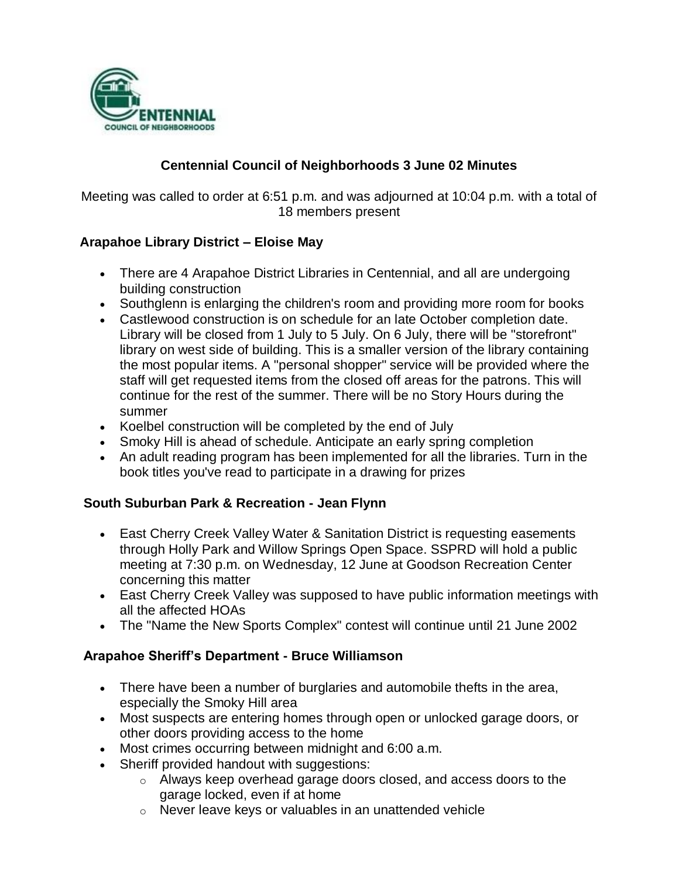# Centennial Council of Neighborhoods 3 June 02 Minutes

Meeting was called to order at 6:51 p.m. and was adjourned at 10:04 p.m. with a total of 18 members present

## Arapahoe Library District – Eloise May

- There are 4 Arapahoe District Libraries in Centennial, and all are undergoing building construction
- Southglenn is enlarging the children's room and providing more room for books
- Castlewood construction is on schedule for an late October completion date. Library will be closed from 1 July to 5 July. On 6 July, there will be "storefront" library on west side of building. This is a smaller version of the library containing the most popular items. A "personal shopper" service will be provided where the staff will get requested items from the closed off areas for the patrons. This will continue for the rest of the summer. There will be no Story Hours during the summer
- Koelbel construction will be completed by the end of July
- Smoky Hill is ahead of schedule. Anticipate an early spring completion
- An adult reading program has been implemented for all the libraries. Turn in the book titles you've read to participate in a drawing for prizes

## South Suburban Park & Recreation - Jean Flynn

- East Cherry Creek Valley Water & Sanitation District is requesting easements through Holly Park and Willow Springs Open Space. SSPRD will hold a public meeting at 7:30 p.m. on Wednesday, 12 June at Goodson Recreation Center concerning this matter
- East Cherry Creek Valley was supposed to have public information meetings with all the affected HOAs
- The "Name the New Sports Complex" contest will continue until 21 June 2002

## Arapahoe Sheriff's Department - Bruce Williamson

- There have been a number of burglaries and automobile thefts in the area, especially the Smoky Hill area
- Most suspects are entering homes through open or unlocked garage doors, or other doors providing access to the home
- Most crimes occurring between midnight and 6:00 a.m.
- Sheriff provided handout with suggestions:
  - Always keep overhead garage doors closed, and access doors to the garage locked, even if at home
  - Never leave keys or valuables in an unattended vehicle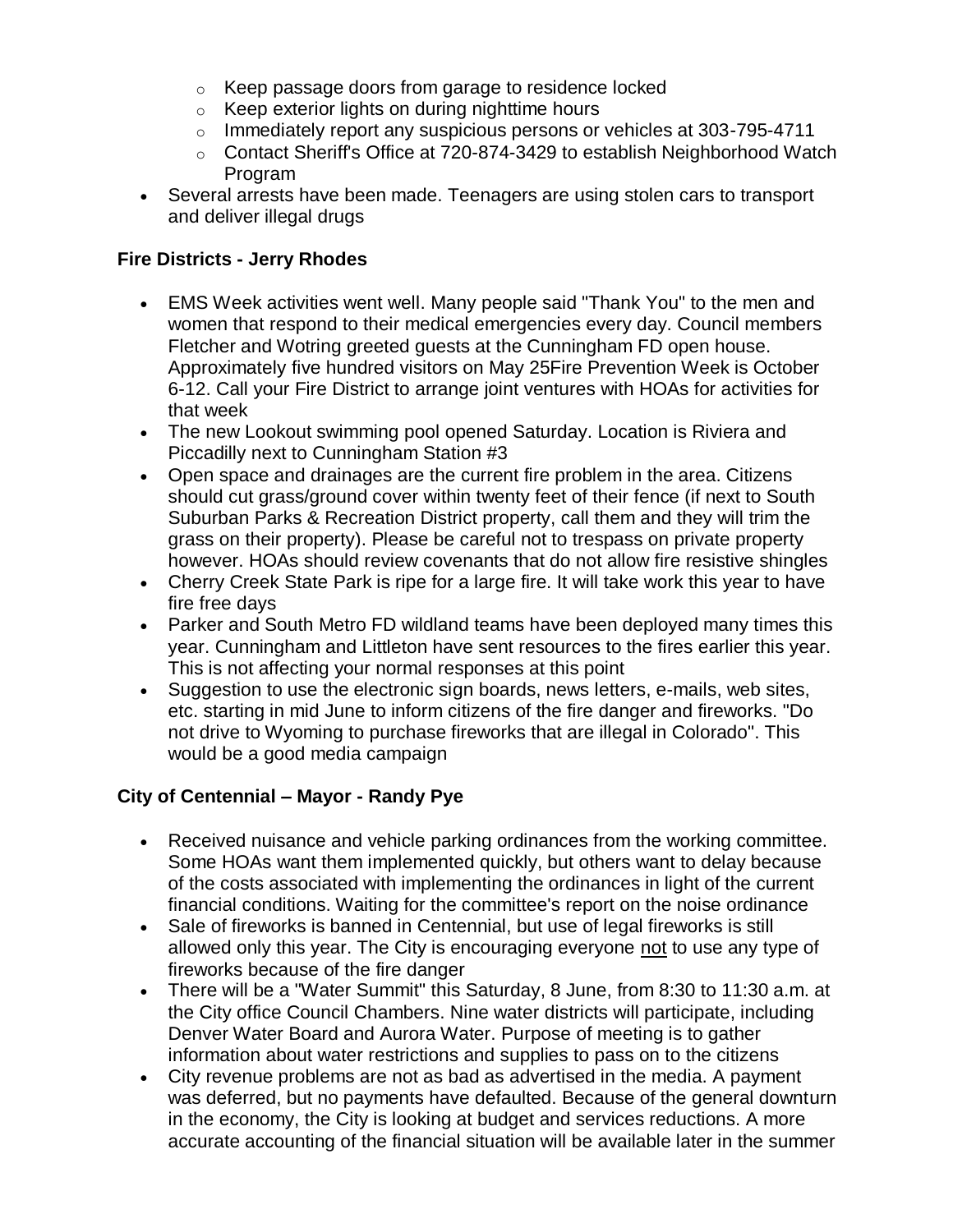- Keep passage doors from garage to residence locked
  - Keep exterior lights on during nighttime hours
  - Immediately report any suspicious persons or vehicles at 303-795-4711
  - Contact Sheriff's Office at 720-874-3429 to establish Neighborhood Watch Program
- Several arrests have been made. Teenagers are using stolen cars to transport and deliver illegal drugs

**Fire Districts - Jerry Rhodes**

- EMS Week activities went well. Many people said "Thank You" to the men and women that respond to their medical emergencies every day. Council members Fletcher and Wotring greeted guests at the Cunningham FD open house. Approximately five hundred visitors on May 25Fire Prevention Week is October 6-12. Call your Fire District to arrange joint ventures with HOAs for activities for that week
- The new Lookout swimming pool opened Saturday. Location is Riviera and Piccadilly next to Cunningham Station #3
- Open space and drainages are the current fire problem in the area. Citizens should cut grass/ground cover within twenty feet of their fence (if next to South Suburban Parks & Recreation District property, call them and they will trim the grass on their property). Please be careful not to trespass on private property however. HOAs should review covenants that do not allow fire resistive shingles
- Cherry Creek State Park is ripe for a large fire. It will take work this year to have fire free days
- Parker and South Metro FD wildland teams have been deployed many times this year. Cunningham and Littleton have sent resources to the fires earlier this year. This is not affecting your normal responses at this point
- Suggestion to use the electronic sign boards, news letters, e-mails, web sites, etc. starting in mid June to inform citizens of the fire danger and fireworks. "Do not drive to Wyoming to purchase fireworks that are illegal in Colorado". This would be a good media campaign

**City of Centennial – Mayor - Randy Pye**

- Received nuisance and vehicle parking ordinances from the working committee. Some HOAs want them implemented quickly, but others want to delay because of the costs associated with implementing the ordinances in light of the current financial conditions. Waiting for the committee's report on the noise ordinance
- Sale of fireworks is banned in Centennial, but use of legal fireworks is still allowed only this year. The City is encouraging everyone <u>not</u> to use any type of fireworks because of the fire danger
- There will be a "Water Summit" this Saturday, 8 June, from 8:30 to 11:30 a.m. at the City office Council Chambers. Nine water districts will participate, including Denver Water Board and Aurora Water. Purpose of meeting is to gather information about water restrictions and supplies to pass on to the citizens
- City revenue problems are not as bad as advertised in the media. A payment was deferred, but no payments have defaulted. Because of the general downturn in the economy, the City is looking at budget and services reductions. A more accurate accounting of the financial situation will be available later in the summer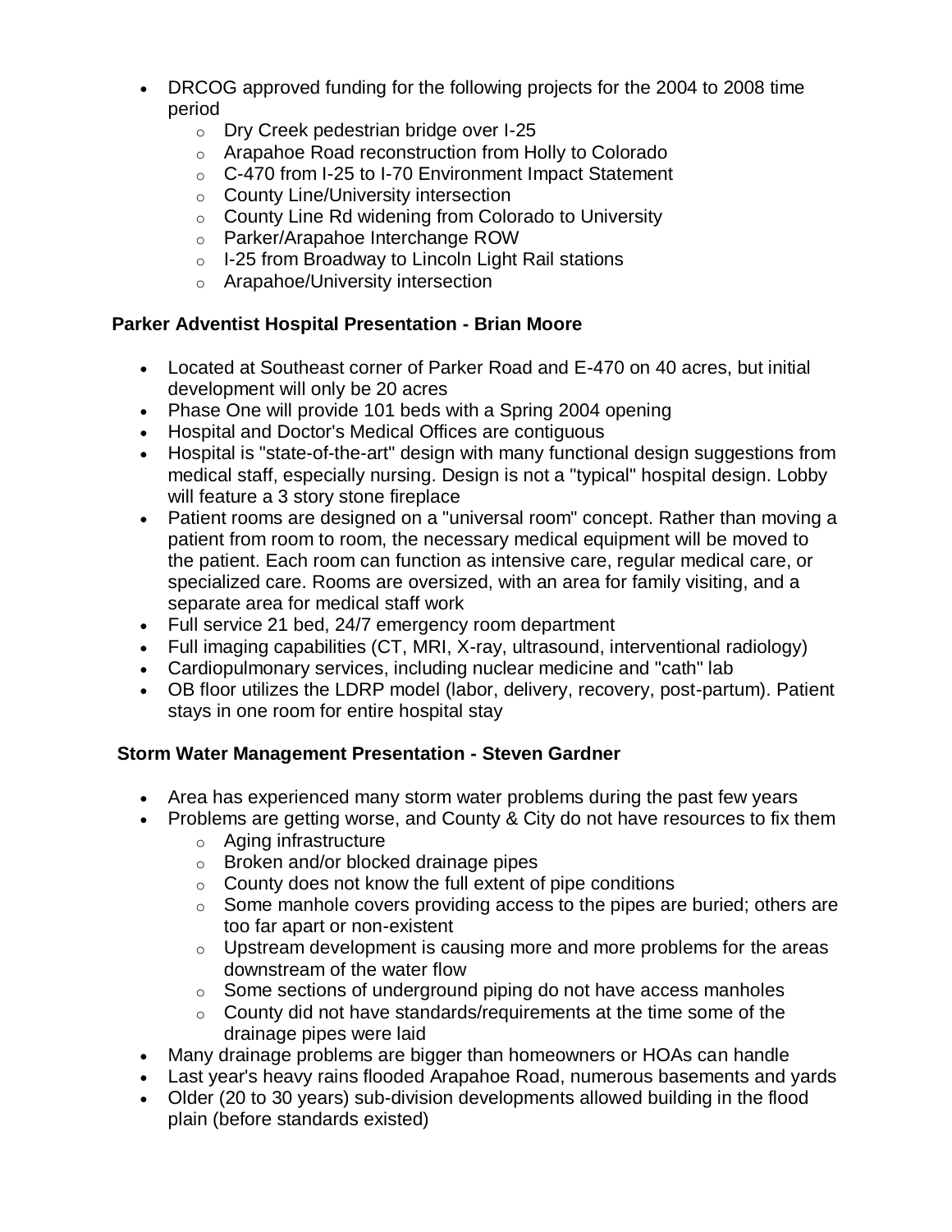- DRCOG approved funding for the following projects for the 2004 to 2008 time period
  - Dry Creek pedestrian bridge over I-25
  - Arapahoe Road reconstruction from Holly to Colorado
  - C-470 from I-25 to I-70 Environment Impact Statement
  - County Line/University intersection
  - County Line Rd widening from Colorado to University
  - Parker/Arapahoe Interchange ROW
  - I-25 from Broadway to Lincoln Light Rail stations
  - Arapahoe/University intersection

**Parker Adventist Hospital Presentation - Brian Moore**

- Located at Southeast corner of Parker Road and E-470 on 40 acres, but initial development will only be 20 acres
- Phase One will provide 101 beds with a Spring 2004 opening
- Hospital and Doctor's Medical Offices are contiguous
- Hospital is "state-of-the-art" design with many functional design suggestions from medical staff, especially nursing. Design is not a "typical" hospital design. Lobby will feature a 3 story stone fireplace
- Patient rooms are designed on a "universal room" concept. Rather than moving a patient from room to room, the necessary medical equipment will be moved to the patient. Each room can function as intensive care, regular medical care, or specialized care. Rooms are oversized, with an area for family visiting, and a separate area for medical staff work
- Full service 21 bed, 24/7 emergency room department
- Full imaging capabilities (CT, MRI, X-ray, ultrasound, interventional radiology)
- Cardiopulmonary services, including nuclear medicine and "cath" lab
- OB floor utilizes the LDRP model (labor, delivery, recovery, post-partum). Patient stays in one room for entire hospital stay

**Storm Water Management Presentation - Steven Gardner**

- Area has experienced many storm water problems during the past few years
- Problems are getting worse, and County & City do not have resources to fix them
  - Aging infrastructure
  - Broken and/or blocked drainage pipes
  - County does not know the full extent of pipe conditions
  - Some manhole covers providing access to the pipes are buried; others are too far apart or non-existent
  - Upstream development is causing more and more problems for the areas downstream of the water flow
  - Some sections of underground piping do not have access manholes
  - County did not have standards/requirements at the time some of the drainage pipes were laid
- Many drainage problems are bigger than homeowners or HOAs can handle
- Last year's heavy rains flooded Arapahoe Road, numerous basements and yards
- Older (20 to 30 years) sub-division developments allowed building in the flood plain (before standards existed)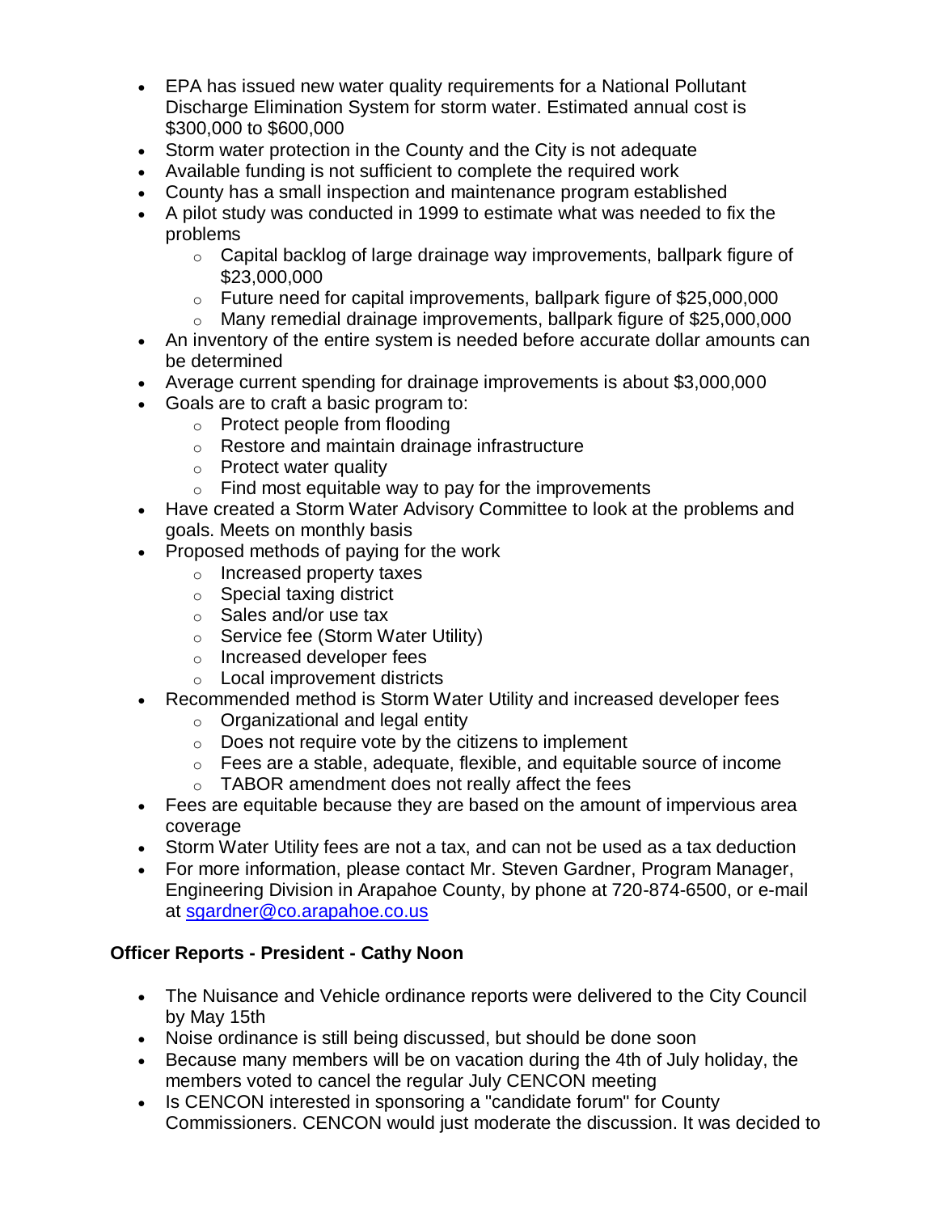- EPA has issued new water quality requirements for a National Pollutant Discharge Elimination System for storm water. Estimated annual cost is $300,000 to $600,000
- Storm water protection in the County and the City is not adequate
- Available funding is not sufficient to complete the required work
- County has a small inspection and maintenance program established
- A pilot study was conducted in 1999 to estimate what was needed to fix the problems
  - Capital backlog of large drainage way improvements, ballpark figure of $23,000,000
  - Future need for capital improvements, ballpark figure of $25,000,000
  - Many remedial drainage improvements, ballpark figure of $25,000,000
- An inventory of the entire system is needed before accurate dollar amounts can be determined
- Average current spending for drainage improvements is about $3,000,000
- Goals are to craft a basic program to:
  - Protect people from flooding
  - Restore and maintain drainage infrastructure
  - Protect water quality
  - Find most equitable way to pay for the improvements
- Have created a Storm Water Advisory Committee to look at the problems and goals. Meets on monthly basis
- Proposed methods of paying for the work
  - Increased property taxes
  - Special taxing district
  - Sales and/or use tax
  - Service fee (Storm Water Utility)
  - Increased developer fees
  - Local improvement districts
- Recommended method is Storm Water Utility and increased developer fees
  - Organizational and legal entity
  - Does not require vote by the citizens to implement
  - Fees are a stable, adequate, flexible, and equitable source of income
  - TABOR amendment does not really affect the fees
- Fees are equitable because they are based on the amount of impervious area coverage
- Storm Water Utility fees are not a tax, and can not be used as a tax deduction
- For more information, please contact Mr. Steven Gardner, Program Manager, Engineering Division in Arapahoe County, by phone at 720-874-6500, or e-mail at [sgardner@co.arapahoe.co.us](mailto:sgardner@co.arapahoe.co.us)

### Officer Reports - President - Cathy Noon

- The Nuisance and Vehicle ordinance reports were delivered to the City Council by May 15th
- Noise ordinance is still being discussed, but should be done soon
- Because many members will be on vacation during the 4th of July holiday, the members voted to cancel the regular July CENCON meeting
- Is CENCON interested in sponsoring a "candidate forum" for County Commissioners. CENCON would just moderate the discussion. It was decided to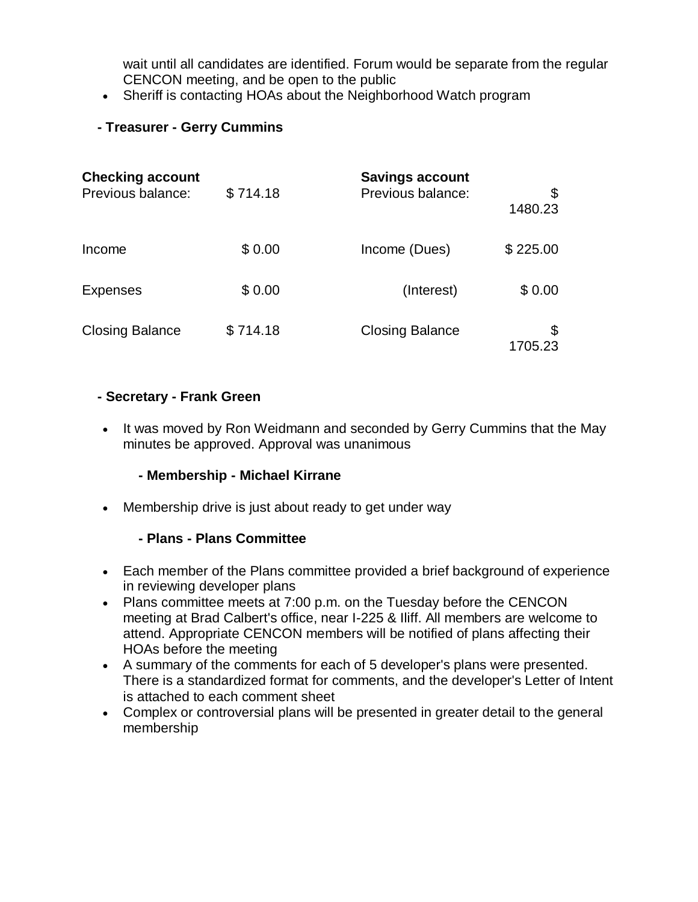wait until all candidates are identified. Forum would be separate from the regular CENCON meeting, and be open to the public

- Sheriff is contacting HOAs about the Neighborhood Watch program

**- Treasurer - Gerry Cummins**

| **Checking account** | | **Savings account** | |
| --- | --- | --- | --- |
| Previous balance: | $ 714.18 | Previous balance: | $ 1480.23 |
| Income | $ 0.00 | Income (Dues) | $ 225.00 |
| Expenses | $ 0.00 | (Interest) | $ 0.00 |
| Closing Balance | $ 714.18 | Closing Balance | $ 1705.23 |

**- Secretary - Frank Green**

- It was moved by Ron Weidmann and seconded by Gerry Cummins that the May minutes be approved. Approval was unanimous

**- Membership - Michael Kirrane**

- Membership drive is just about ready to get under way

**- Plans - Plans Committee**

- Each member of the Plans committee provided a brief background of experience in reviewing developer plans
- Plans committee meets at 7:00 p.m. on the Tuesday before the CENCON meeting at Brad Calbert's office, near I-225 & Iliff. All members are welcome to attend. Appropriate CENCON members will be notified of plans affecting their HOAs before the meeting
- A summary of the comments for each of 5 developer's plans were presented. There is a standardized format for comments, and the developer's Letter of Intent is attached to each comment sheet
- Complex or controversial plans will be presented in greater detail to the general membership